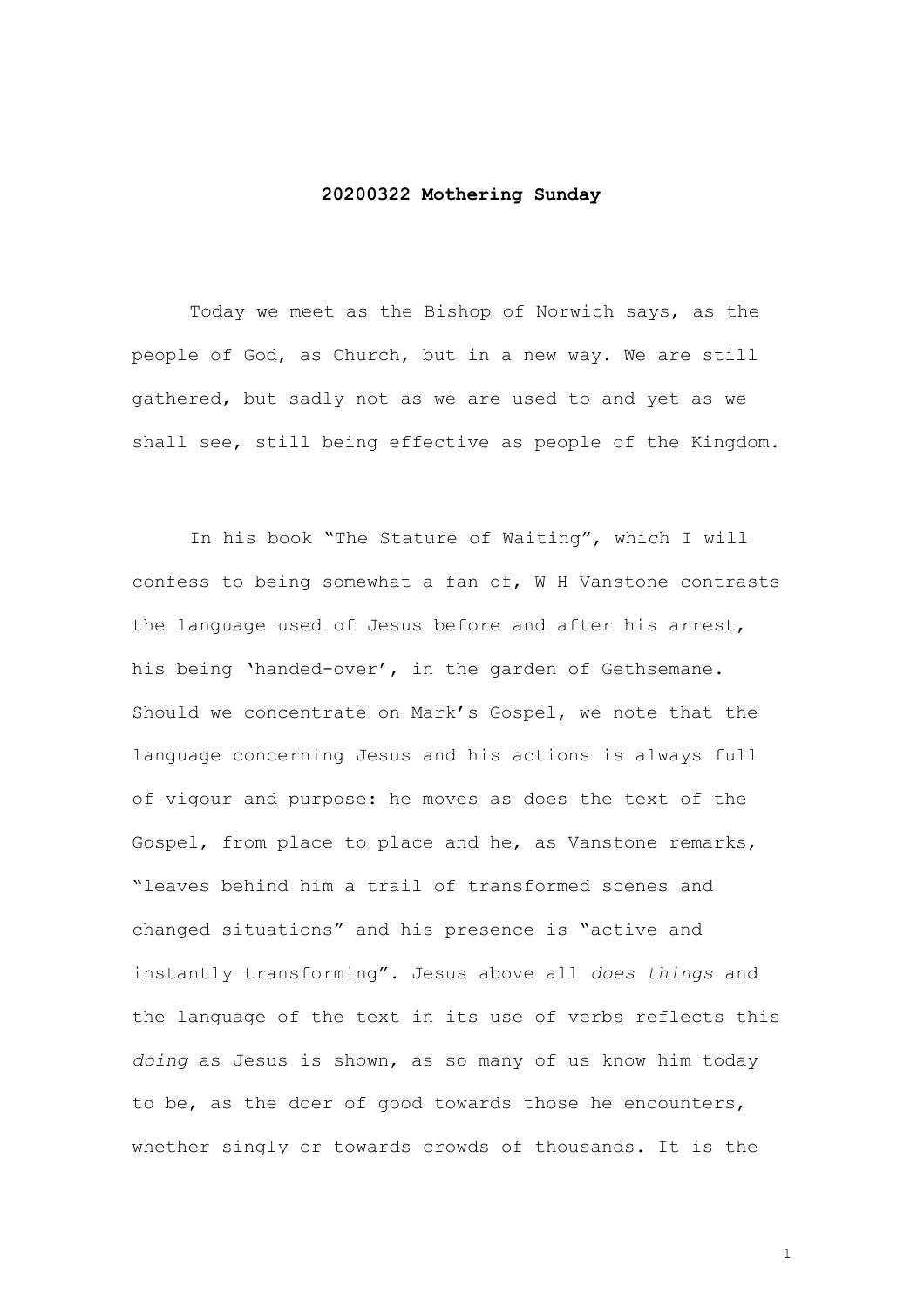**20200322 Mothering Sunday**

Today we meet as the Bishop of Norwich says, as the people of God, as Church, but in a new way. We are still gathered, but sadly not as we are used to and yet as we shall see, still being effective as people of the Kingdom.

In his book "The Stature of Waiting", which I will confess to being somewhat a fan of, W H Vanstone contrasts the language used of Jesus before and after his arrest, his being 'handed-over', in the garden of Gethsemane. Should we concentrate on Mark's Gospel, we note that the language concerning Jesus and his actions is always full of vigour and purpose: he moves as does the text of the Gospel, from place to place and he, as Vanstone remarks, "leaves behind him a trail of transformed scenes and changed situations" and his presence is "active and instantly transforming". Jesus above all *does things* and the language of the text in its use of verbs reflects this *doing* as Jesus is shown, as so many of us know him today to be, as the doer of good towards those he encounters, whether singly or towards crowds of thousands. It is the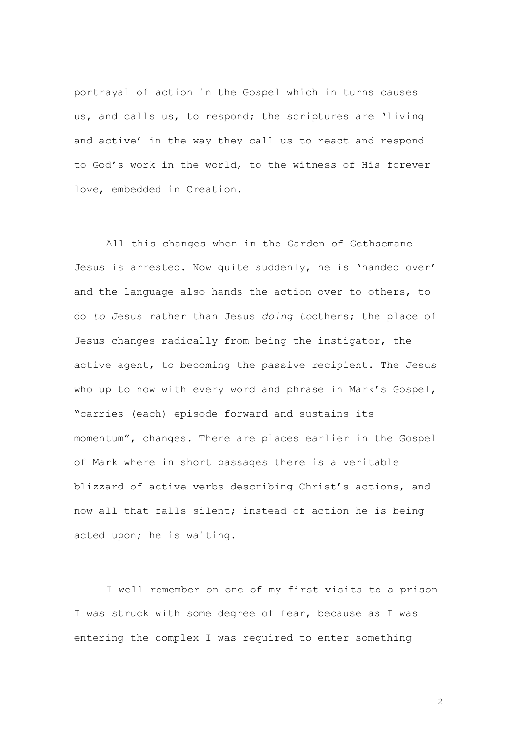portrayal of action in the Gospel which in turns causes us, and calls us, to respond; the scriptures are 'living and active' in the way they call us to react and respond to God's work in the world, to the witness of His forever love, embedded in Creation.

All this changes when in the Garden of Gethsemane Jesus is arrested. Now quite suddenly, he is 'handed over' and the language also hands the action over to others, to do *to* Jesus rather than Jesus *doing to*others; the place of Jesus changes radically from being the instigator, the active agent, to becoming the passive recipient. The Jesus who up to now with every word and phrase in Mark's Gospel, "carries (each) episode forward and sustains its momentum", changes. There are places earlier in the Gospel of Mark where in short passages there is a veritable blizzard of active verbs describing Christ's actions, and now all that falls silent; instead of action he is being acted upon; he is waiting.

I well remember on one of my first visits to a prison I was struck with some degree of fear, because as I was entering the complex I was required to enter something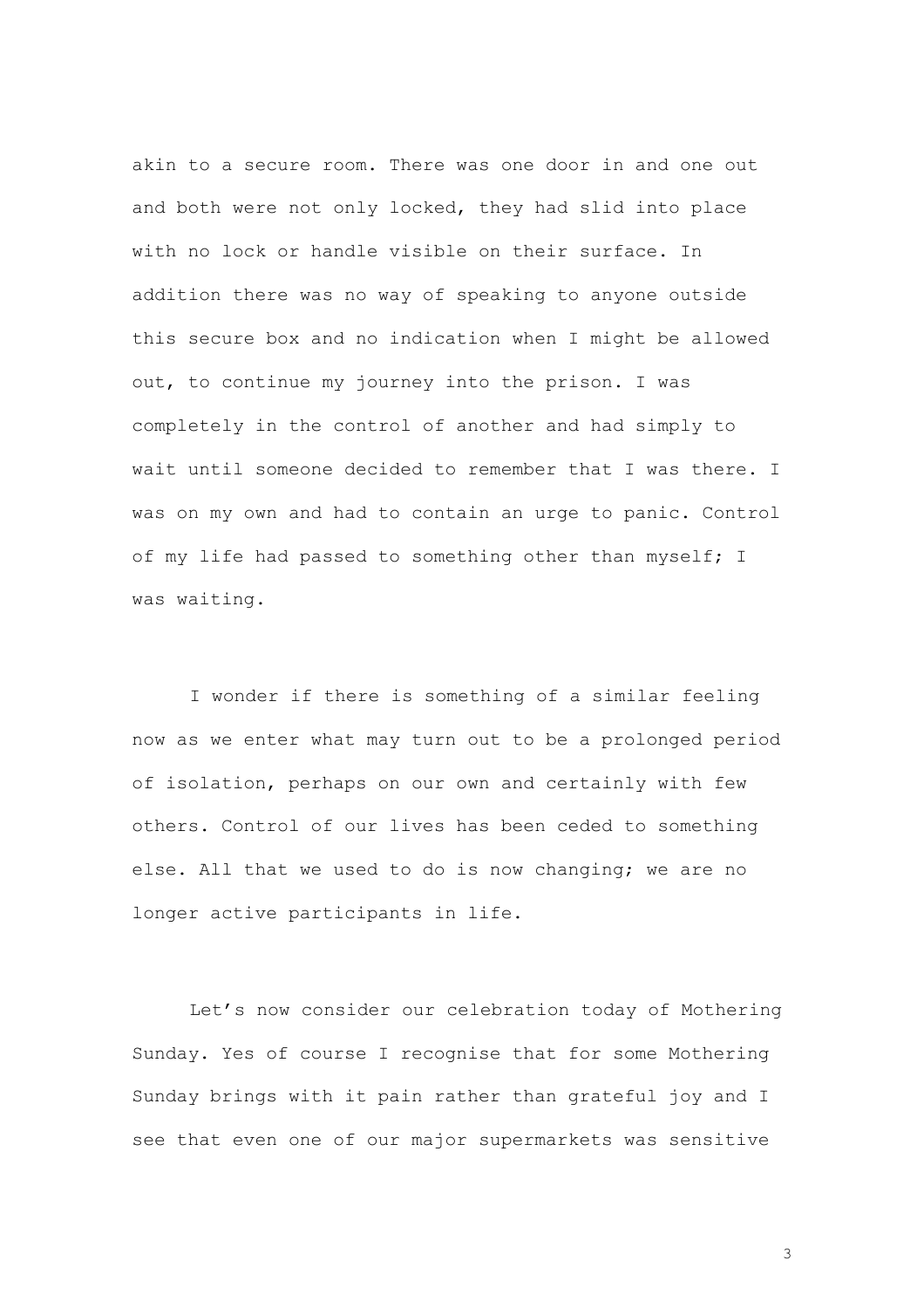akin to a secure room. There was one door in and one out and both were not only locked, they had slid into place with no lock or handle visible on their surface. In addition there was no way of speaking to anyone outside this secure box and no indication when I might be allowed out, to continue my journey into the prison. I was completely in the control of another and had simply to wait until someone decided to remember that I was there. I was on my own and had to contain an urge to panic. Control of my life had passed to something other than myself; I was waiting.

I wonder if there is something of a similar feeling now as we enter what may turn out to be a prolonged period of isolation, perhaps on our own and certainly with few others. Control of our lives has been ceded to something else. All that we used to do is now changing; we are no longer active participants in life.

Let's now consider our celebration today of Mothering Sunday. Yes of course I recognise that for some Mothering Sunday brings with it pain rather than grateful joy and I see that even one of our major supermarkets was sensitive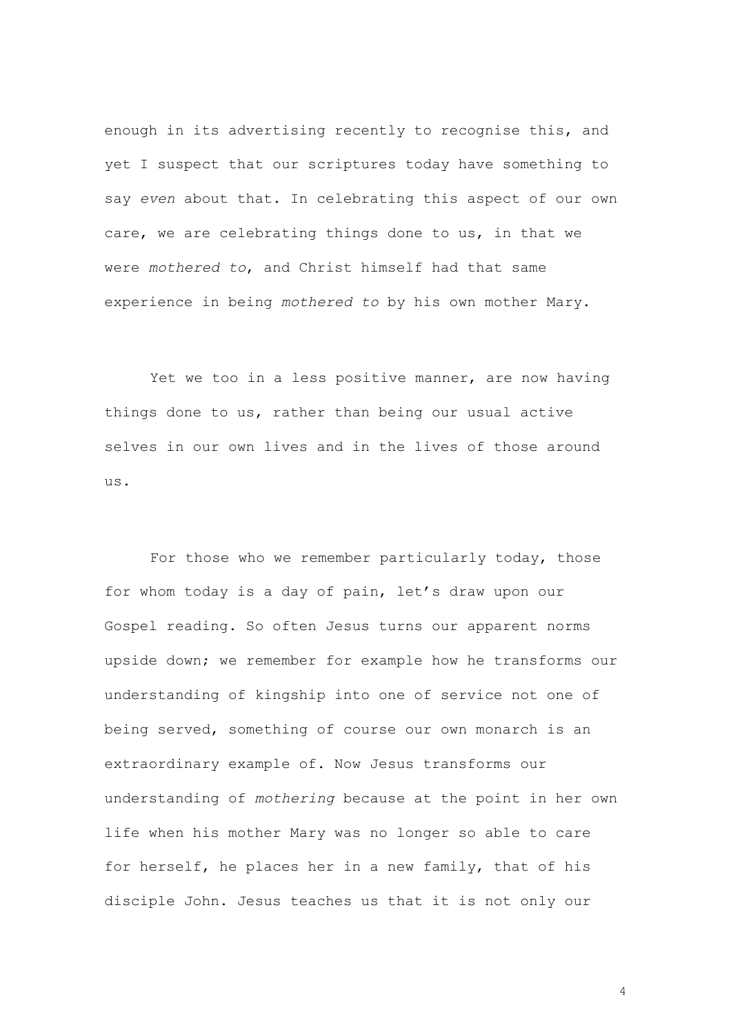enough in its advertising recently to recognise this, and yet I suspect that our scriptures today have something to say *even* about that. In celebrating this aspect of our own care, we are celebrating things done to us, in that we were *mothered to*, and Christ himself had that same experience in being *mothered to* by his own mother Mary.

Yet we too in a less positive manner, are now having things done to us, rather than being our usual active selves in our own lives and in the lives of those around us.

For those who we remember particularly today, those for whom today is a day of pain, let's draw upon our Gospel reading. So often Jesus turns our apparent norms upside down; we remember for example how he transforms our understanding of kingship into one of service not one of being served, something of course our own monarch is an extraordinary example of. Now Jesus transforms our understanding of *mothering* because at the point in her own life when his mother Mary was no longer so able to care for herself, he places her in a new family, that of his disciple John. Jesus teaches us that it is not only our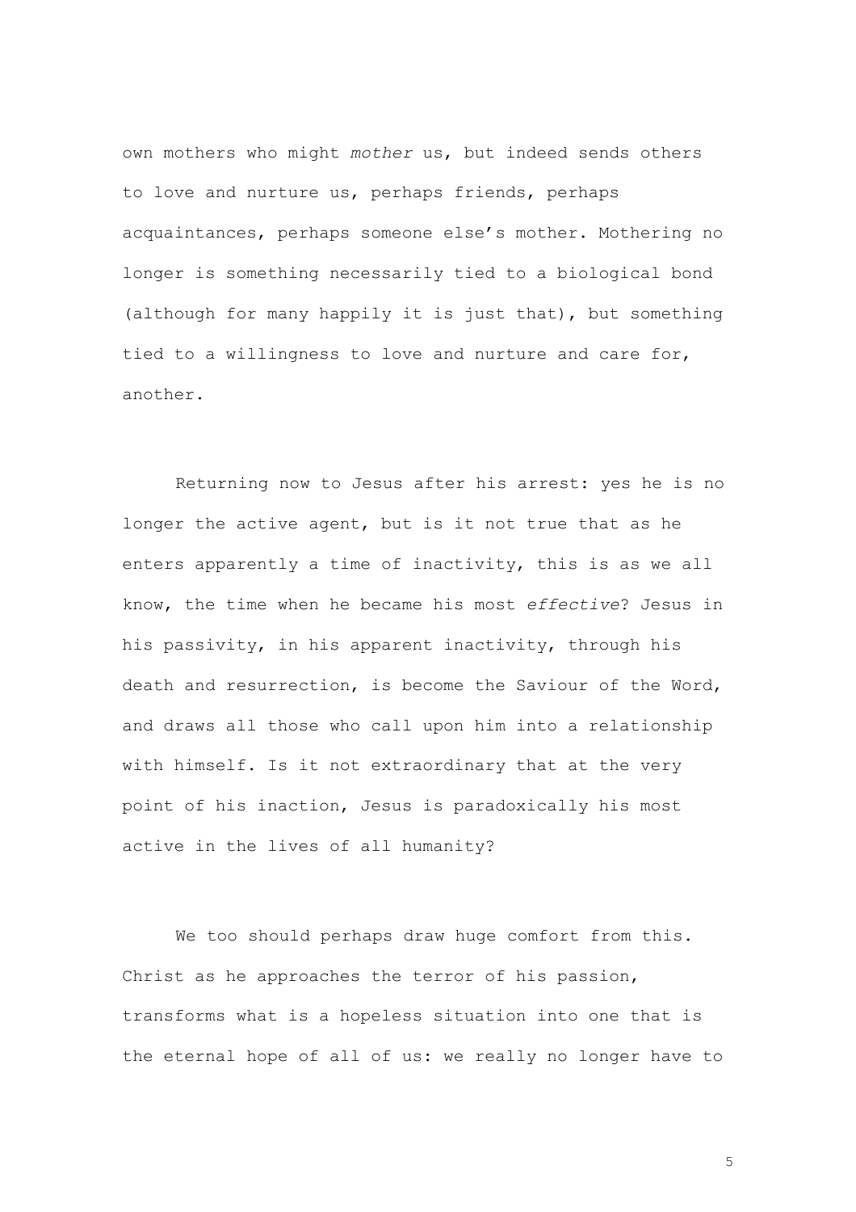own mothers who might *mother* us, but indeed sends others to love and nurture us, perhaps friends, perhaps acquaintances, perhaps someone else's mother. Mothering no longer is something necessarily tied to a biological bond (although for many happily it is just that), but something tied to a willingness to love and nurture and care for, another.

Returning now to Jesus after his arrest: yes he is no longer the active agent, but is it not true that as he enters apparently a time of inactivity, this is as we all know, the time when he became his most *effective*? Jesus in his passivity, in his apparent inactivity, through his death and resurrection, is become the Saviour of the Word, and draws all those who call upon him into a relationship with himself. Is it not extraordinary that at the very point of his inaction, Jesus is paradoxically his most active in the lives of all humanity?

We too should perhaps draw huge comfort from this. Christ as he approaches the terror of his passion, transforms what is a hopeless situation into one that is the eternal hope of all of us: we really no longer have to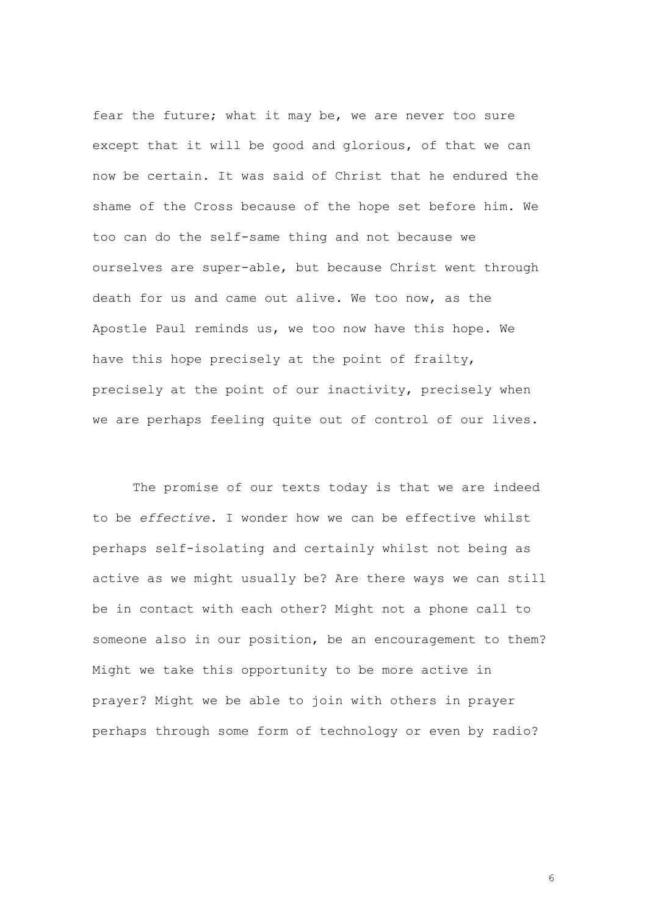fear the future; what it may be, we are never too sure except that it will be good and glorious, of that we can now be certain. It was said of Christ that he endured the shame of the Cross because of the hope set before him. We too can do the self-same thing and not because we ourselves are super-able, but because Christ went through death for us and came out alive. We too now, as the Apostle Paul reminds us, we too now have this hope. We have this hope precisely at the point of frailty, precisely at the point of our inactivity, precisely when we are perhaps feeling quite out of control of our lives.

The promise of our texts today is that we are indeed to be *effective*. I wonder how we can be effective whilst perhaps self-isolating and certainly whilst not being as active as we might usually be? Are there ways we can still be in contact with each other? Might not a phone call to someone also in our position, be an encouragement to them? Might we take this opportunity to be more active in prayer? Might we be able to join with others in prayer perhaps through some form of technology or even by radio?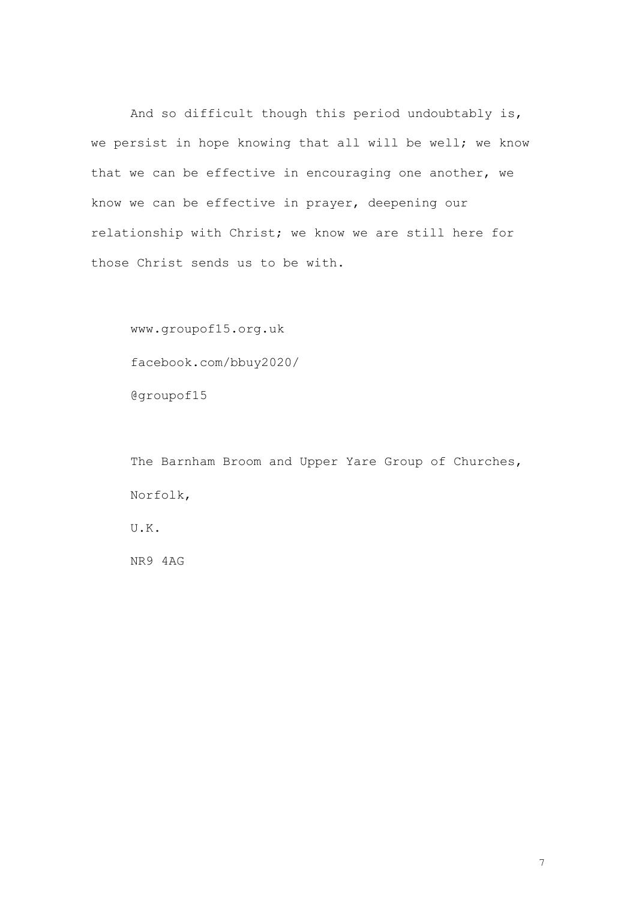And so difficult though this period undoubtably is, we persist in hope knowing that all will be well; we know that we can be effective in encouraging one another, we know we can be effective in prayer, deepening our relationship with Christ; we know we are still here for those Christ sends us to be with.

www.groupof15.org.uk

facebook.com/bbuy2020/

@groupof15

The Barnham Broom and Upper Yare Group of Churches,

Norfolk,

U.K.

NR9 4AG